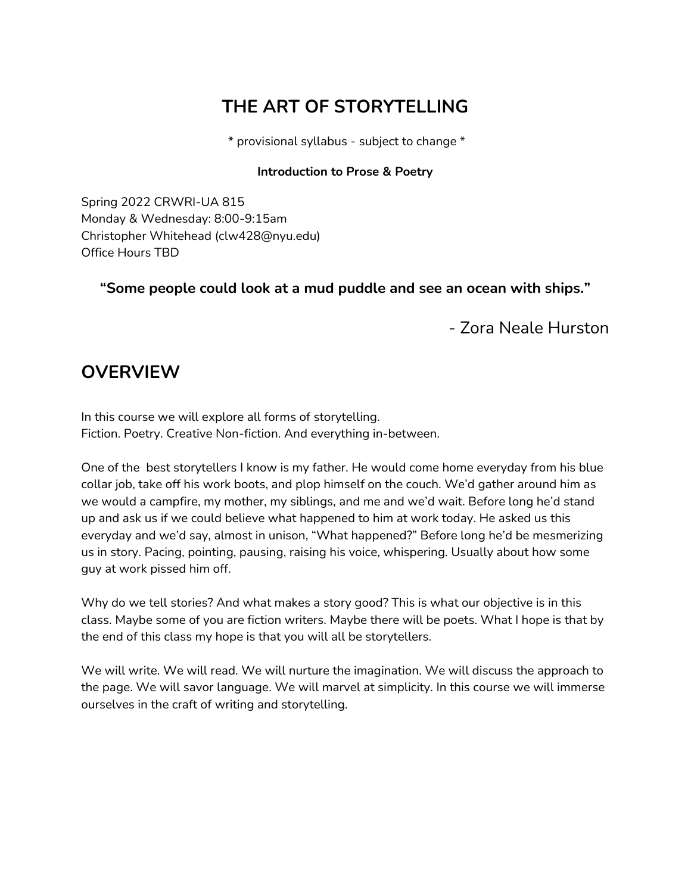# THE ART OF STORYTELLING

* provisional syllabus - subject to change *

**Introduction to Prose & Poetry**

Spring 2022 CRWRI-UA 815
Monday & Wednesday: 8:00-9:15am
Christopher Whitehead (clw428@nyu.edu)
Office Hours TBD

**"Some people could look at a mud puddle and see an ocean with ships."**

- Zora Neale Hurston

## OVERVIEW

In this course we will explore all forms of storytelling.
Fiction. Poetry. Creative Non-fiction. And everything in-between.

One of the  best storytellers I know is my father. He would come home everyday from his blue collar job, take off his work boots, and plop himself on the couch. We'd gather around him as we would a campfire, my mother, my siblings, and me and we'd wait. Before long he'd stand up and ask us if we could believe what happened to him at work today. He asked us this everyday and we'd say, almost in unison, "What happened?" Before long he'd be mesmerizing us in story. Pacing, pointing, pausing, raising his voice, whispering. Usually about how some guy at work pissed him off.

Why do we tell stories? And what makes a story good? This is what our objective is in this class. Maybe some of you are fiction writers. Maybe there will be poets. What I hope is that by the end of this class my hope is that you will all be storytellers.

We will write. We will read. We will nurture the imagination. We will discuss the approach to the page. We will savor language. We will marvel at simplicity. In this course we will immerse ourselves in the craft of writing and storytelling.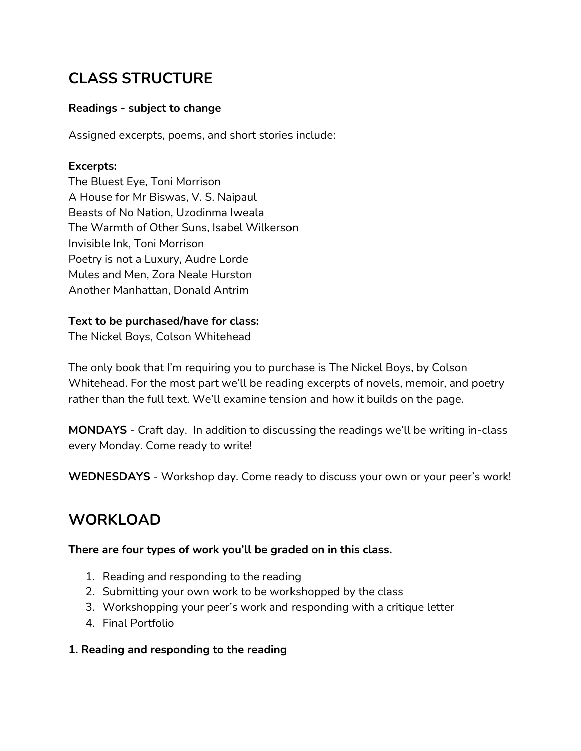## CLASS STRUCTURE

**Readings - subject to change**

Assigned excerpts, poems, and short stories include:

**Excerpts:**
The Bluest Eye, Toni Morrison
A House for Mr Biswas, V. S. Naipaul
Beasts of No Nation, Uzodinma Iweala
The Warmth of Other Suns, Isabel Wilkerson
Invisible Ink, Toni Morrison
Poetry is not a Luxury, Audre Lorde
Mules and Men, Zora Neale Hurston
Another Manhattan, Donald Antrim

**Text to be purchased/have for class:**
The Nickel Boys, Colson Whitehead

The only book that I'm requiring you to purchase is The Nickel Boys, by Colson Whitehead. For the most part we'll be reading excerpts of novels, memoir, and poetry rather than the full text. We'll examine tension and how it builds on the page.

**MONDAYS** - Craft day. In addition to discussing the readings we'll be writing in-class every Monday. Come ready to write!

**WEDNESDAYS** - Workshop day. Come ready to discuss your own or your peer's work!

## WORKLOAD

**There are four types of work you'll be graded on in this class.**

1. Reading and responding to the reading
2. Submitting your own work to be workshopped by the class
3. Workshopping your peer's work and responding with a critique letter
4. Final Portfolio

**1. Reading and responding to the reading**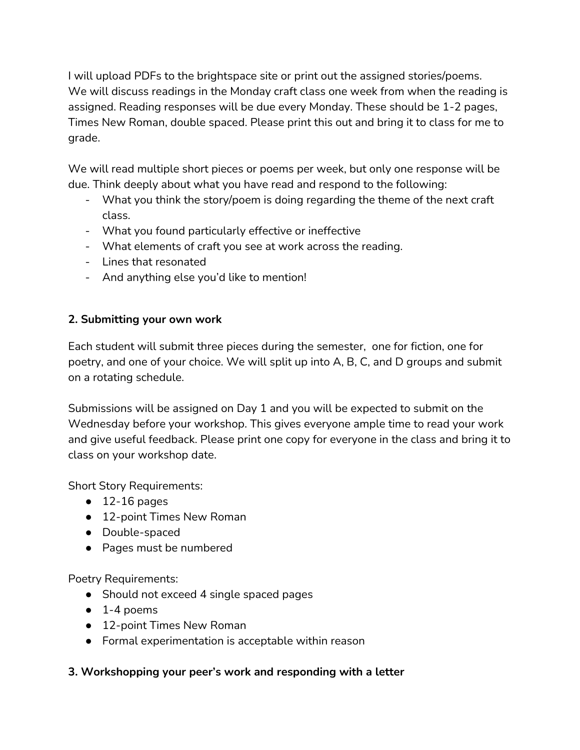I will upload PDFs to the brightspace site or print out the assigned stories/poems. We will discuss readings in the Monday craft class one week from when the reading is assigned. Reading responses will be due every Monday. These should be 1-2 pages, Times New Roman, double spaced. Please print this out and bring it to class for me to grade.

We will read multiple short pieces or poems per week, but only one response will be due. Think deeply about what you have read and respond to the following:

- What you think the story/poem is doing regarding the theme of the next craft class.
- What you found particularly effective or ineffective
- What elements of craft you see at work across the reading.
- Lines that resonated
- And anything else you'd like to mention!

**2. Submitting your own work**

Each student will submit three pieces during the semester,  one for fiction, one for poetry, and one of your choice. We will split up into A, B, C, and D groups and submit on a rotating schedule.

Submissions will be assigned on Day 1 and you will be expected to submit on the Wednesday before your workshop. This gives everyone ample time to read your work and give useful feedback. Please print one copy for everyone in the class and bring it to class on your workshop date.

Short Story Requirements:

- 12-16 pages
- 12-point Times New Roman
- Double-spaced
- Pages must be numbered

Poetry Requirements:

- Should not exceed 4 single spaced pages
- 1-4 poems
- 12-point Times New Roman
- Formal experimentation is acceptable within reason

**3. Workshopping your peer's work and responding with a letter**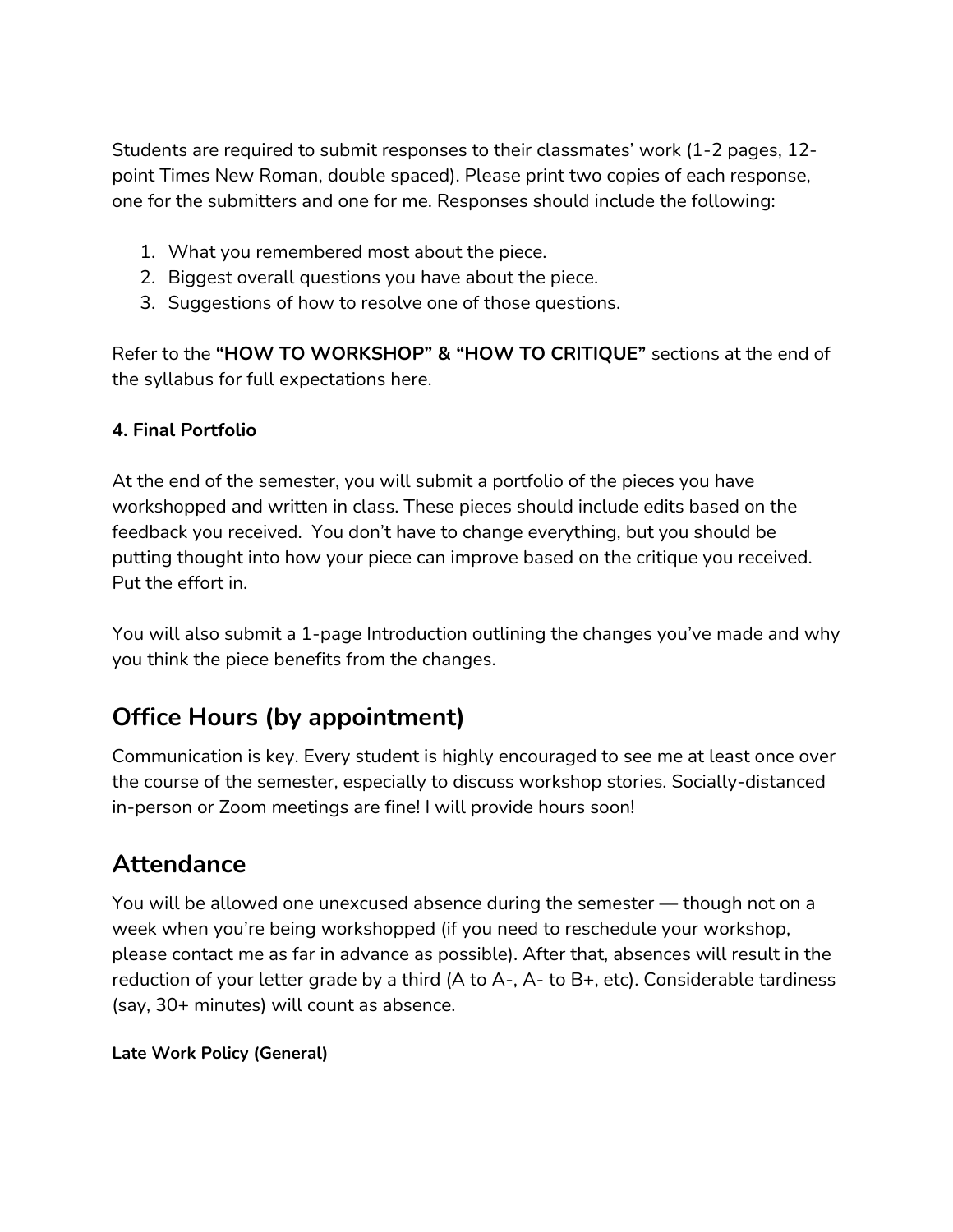Students are required to submit responses to their classmates' work (1-2 pages, 12-point Times New Roman, double spaced). Please print two copies of each response, one for the submitters and one for me. Responses should include the following:

1. What you remembered most about the piece.
2. Biggest overall questions you have about the piece.
3. Suggestions of how to resolve one of those questions.

Refer to the **"HOW TO WORKSHOP" & "HOW TO CRITIQUE"** sections at the end of the syllabus for full expectations here.

**4. Final Portfolio**

At the end of the semester, you will submit a portfolio of the pieces you have workshopped and written in class. These pieces should include edits based on the feedback you received. You don't have to change everything, but you should be putting thought into how your piece can improve based on the critique you received. Put the effort in.

You will also submit a 1-page Introduction outlining the changes you've made and why you think the piece benefits from the changes.

## Office Hours (by appointment)

Communication is key. Every student is highly encouraged to see me at least once over the course of the semester, especially to discuss workshop stories. Socially-distanced in-person or Zoom meetings are fine! I will provide hours soon!

## Attendance

You will be allowed one unexcused absence during the semester — though not on a week when you're being workshopped (if you need to reschedule your workshop, please contact me as far in advance as possible). After that, absences will result in the reduction of your letter grade by a third (A to A-, A- to B+, etc). Considerable tardiness (say, 30+ minutes) will count as absence.

**Late Work Policy (General)**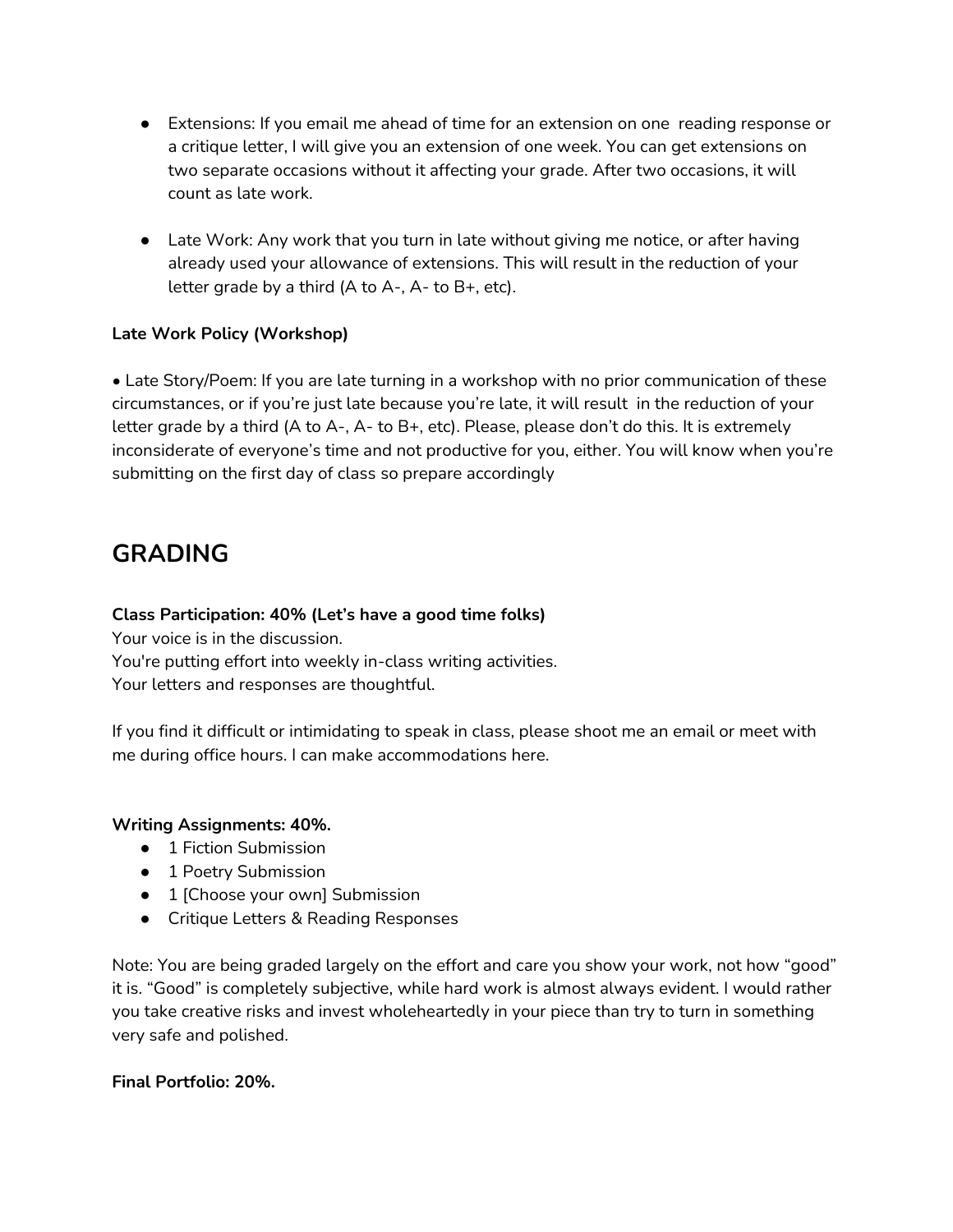- Extensions: If you email me ahead of time for an extension on one reading response or a critique letter, I will give you an extension of one week. You can get extensions on two separate occasions without it affecting your grade. After two occasions, it will count as late work.

- Late Work: Any work that you turn in late without giving me notice, or after having already used your allowance of extensions. This will result in the reduction of your letter grade by a third (A to A-, A- to B+, etc).

**Late Work Policy (Workshop)**

• Late Story/Poem: If you are late turning in a workshop with no prior communication of these circumstances, or if you're just late because you're late, it will result in the reduction of your letter grade by a third (A to A-, A- to B+, etc). Please, please don't do this. It is extremely inconsiderate of everyone's time and not productive for you, either. You will know when you're submitting on the first day of class so prepare accordingly

## GRADING

**Class Participation: 40% (Let's have a good time folks)**
Your voice is in the discussion.
You're putting effort into weekly in-class writing activities.
Your letters and responses are thoughtful.

If you find it difficult or intimidating to speak in class, please shoot me an email or meet with me during office hours. I can make accommodations here.

**Writing Assignments: 40%.**

- 1 Fiction Submission
- 1 Poetry Submission
- 1 [Choose your own] Submission
- Critique Letters & Reading Responses

Note: You are being graded largely on the effort and care you show your work, not how "good" it is. "Good" is completely subjective, while hard work is almost always evident. I would rather you take creative risks and invest wholeheartedly in your piece than try to turn in something very safe and polished.

**Final Portfolio: 20%.**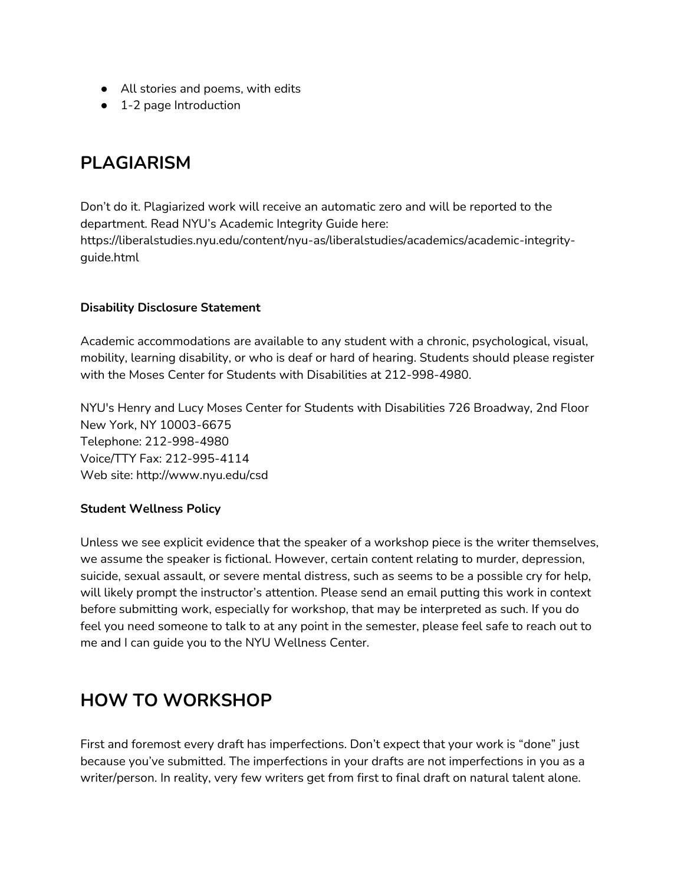- All stories and poems, with edits
- 1-2 page Introduction

## PLAGIARISM

Don't do it. Plagiarized work will receive an automatic zero and will be reported to the department. Read NYU's Academic Integrity Guide here: https://liberalstudies.nyu.edu/content/nyu-as/liberalstudies/academics/academic-integrity-guide.html

**Disability Disclosure Statement**

Academic accommodations are available to any student with a chronic, psychological, visual, mobility, learning disability, or who is deaf or hard of hearing. Students should please register with the Moses Center for Students with Disabilities at 212-998-4980.

NYU's Henry and Lucy Moses Center for Students with Disabilities 726 Broadway, 2nd Floor
New York, NY 10003-6675
Telephone: 212-998-4980
Voice/TTY Fax: 212-995-4114
Web site: http://www.nyu.edu/csd

**Student Wellness Policy**

Unless we see explicit evidence that the speaker of a workshop piece is the writer themselves, we assume the speaker is fictional. However, certain content relating to murder, depression, suicide, sexual assault, or severe mental distress, such as seems to be a possible cry for help, will likely prompt the instructor's attention. Please send an email putting this work in context before submitting work, especially for workshop, that may be interpreted as such. If you do feel you need someone to talk to at any point in the semester, please feel safe to reach out to me and I can guide you to the NYU Wellness Center.

## HOW TO WORKSHOP

First and foremost every draft has imperfections. Don't expect that your work is "done" just because you've submitted. The imperfections in your drafts are not imperfections in you as a writer/person. In reality, very few writers get from first to final draft on natural talent alone.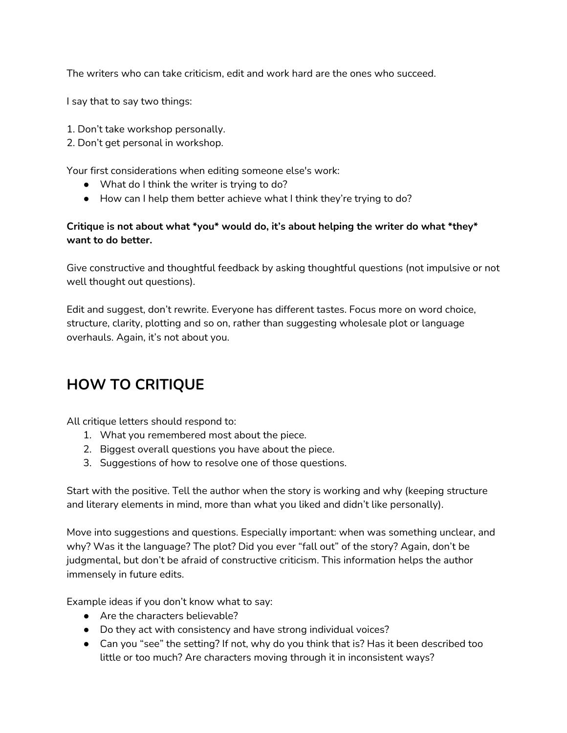The writers who can take criticism, edit and work hard are the ones who succeed.

I say that to say two things:

1. Don't take workshop personally.
2. Don't get personal in workshop.

Your first considerations when editing someone else's work:

- What do I think the writer is trying to do?
- How can I help them better achieve what I think they're trying to do?

**Critique is not about what *you* would do, it's about helping the writer do what *they* want to do better.**

Give constructive and thoughtful feedback by asking thoughtful questions (not impulsive or not well thought out questions).

Edit and suggest, don't rewrite. Everyone has different tastes. Focus more on word choice, structure, clarity, plotting and so on, rather than suggesting wholesale plot or language overhauls. Again, it's not about you.

## HOW TO CRITIQUE

All critique letters should respond to:

1. What you remembered most about the piece.
2. Biggest overall questions you have about the piece.
3. Suggestions of how to resolve one of those questions.

Start with the positive. Tell the author when the story is working and why (keeping structure and literary elements in mind, more than what you liked and didn't like personally).

Move into suggestions and questions. Especially important: when was something unclear, and why? Was it the language? The plot? Did you ever "fall out" of the story? Again, don't be judgmental, but don't be afraid of constructive criticism. This information helps the author immensely in future edits.

Example ideas if you don't know what to say:

- Are the characters believable?
- Do they act with consistency and have strong individual voices?
- Can you "see" the setting? If not, why do you think that is? Has it been described too little or too much? Are characters moving through it in inconsistent ways?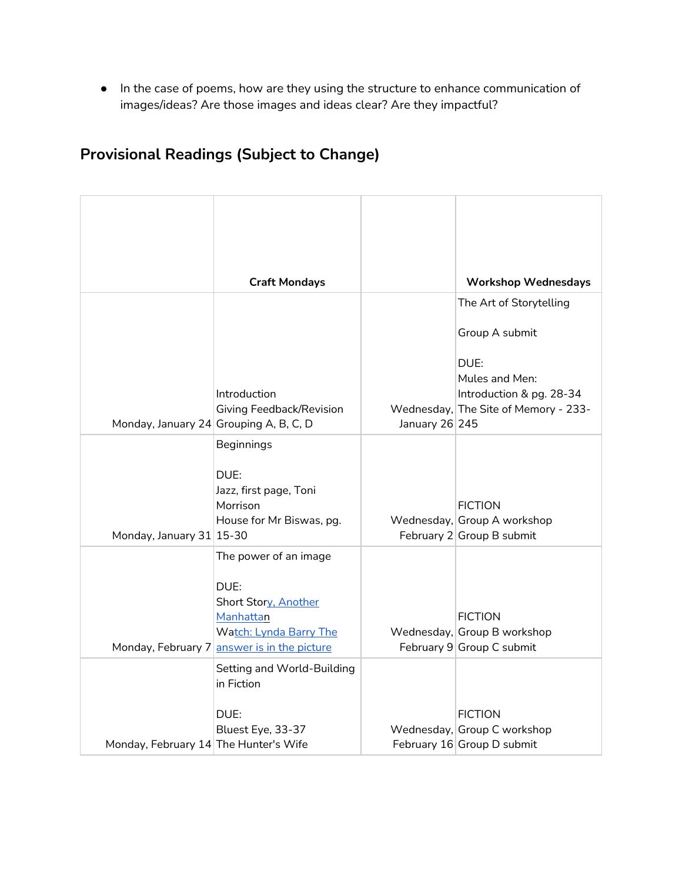- In the case of poems, how are they using the structure to enhance communication of images/ideas? Are those images and ideas clear? Are they impactful?

## Provisional Readings (Subject to Change)

| | Craft Mondays | | Workshop Wednesdays |
|---|---|---|---|
| Monday, January 24 | Introduction<br>Giving Feedback/Revision<br>Grouping A, B, C, D | Wednesday, January 26 | The Art of Storytelling<br><br>Group A submit<br><br>DUE:<br>Mules and Men: Introduction & pg. 28-34<br>The Site of Memory - 233-245 |
| Monday, January 31 | Beginnings<br><br>DUE:<br>Jazz, first page, Toni Morrison<br>House for Mr Biswas, pg. 15-30 | Wednesday, February 2 | FICTION<br>Group A workshop<br>Group B submit |
| Monday, February 7 | The power of an image<br><br>DUE:<br>Short Story, Another Manhattan<br>Watch: Lynda Barry The answer is in the picture | Wednesday, February 9 | FICTION<br>Group B workshop<br>Group C submit |
| Monday, February 14 | Setting and World-Building in Fiction<br><br>DUE:<br>Bluest Eye, 33-37<br>The Hunter's Wife | Wednesday, February 16 | FICTION<br>Group C workshop<br>Group D submit |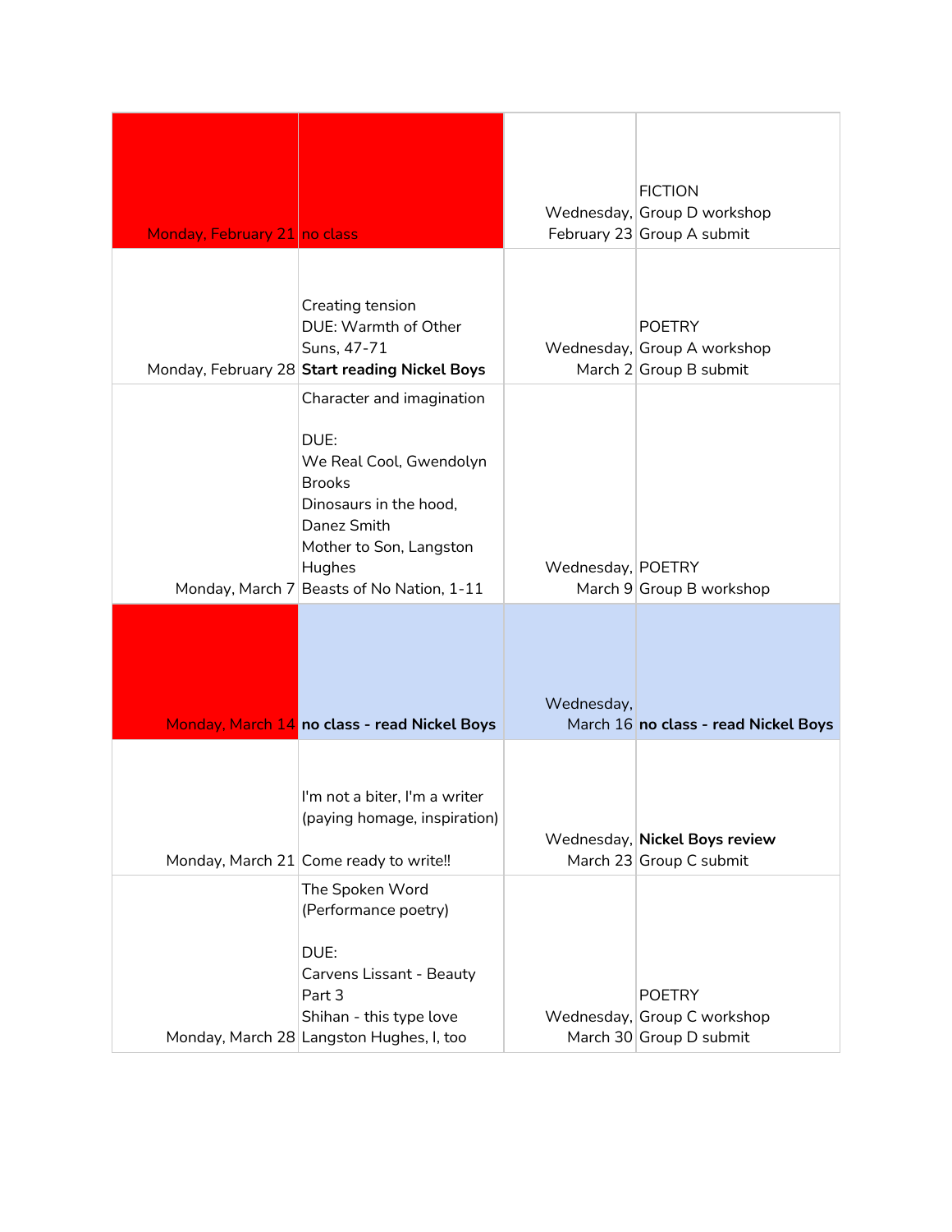| | | | |
|---|---|---|---|
| Monday, February 21 | no class | Wednesday, February 23 | FICTION<br>Group D workshop<br>Group A submit |
| Monday, February 28 | Creating tension<br>DUE: Warmth of Other Suns, 47-71<br>**Start reading Nickel Boys** | Wednesday, March 2 | POETRY<br>Group A workshop<br>Group B submit |
| Monday, March 7 | Character and imagination<br><br>DUE:<br>We Real Cool, Gwendolyn Brooks<br>Dinosaurs in the hood, Danez Smith<br>Mother to Son, Langston Hughes<br>Beasts of No Nation, 1-11 | Wednesday, March 9 | POETRY<br>Group B workshop |
| Monday, March 14 | **no class - read Nickel Boys** | Wednesday, March 16 | **no class - read Nickel Boys** |
| Monday, March 21 | I'm not a biter, I'm a writer (paying homage, inspiration)<br><br>Come ready to write!! | Wednesday, March 23 | **Nickel Boys review**<br>Group C submit |
| Monday, March 28 | The Spoken Word (Performance poetry)<br><br>DUE:<br>Carvens Lissant - Beauty Part 3<br>Shihan - this type love<br>Langston Hughes, I, too | Wednesday, March 30 | POETRY<br>Group C workshop<br>Group D submit |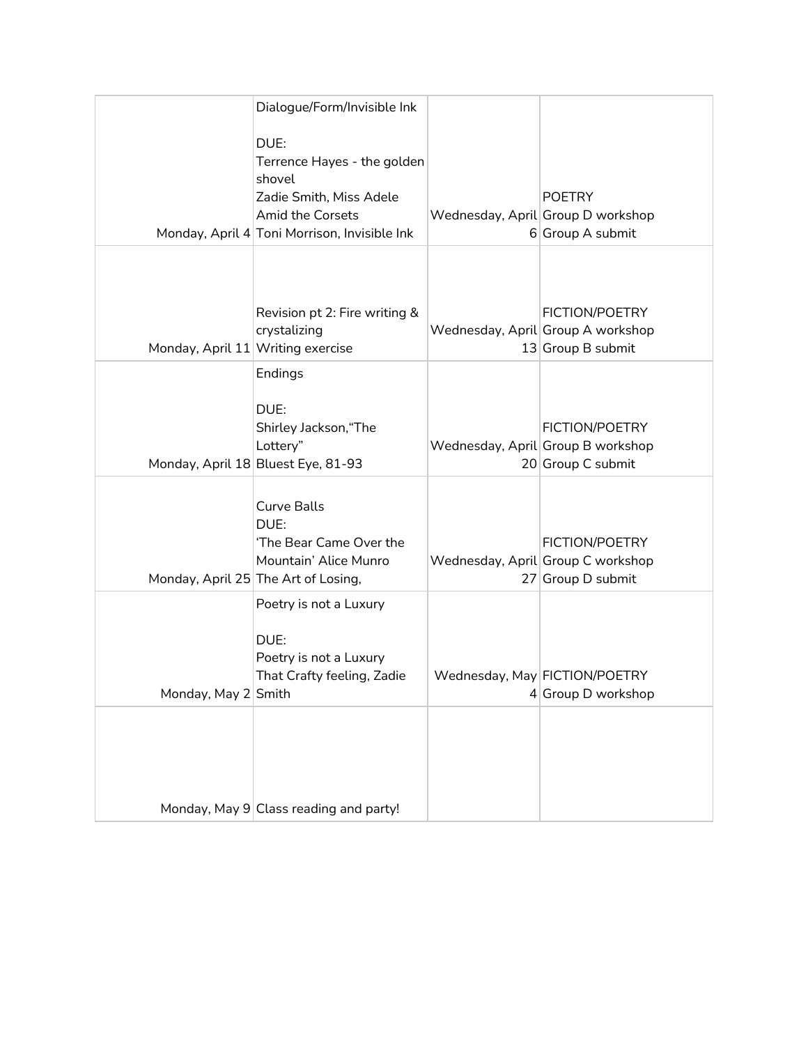| | | | |
|---|---|---|---|
| Monday, April 4 | Dialogue/Form/Invisible Ink<br><br>DUE:<br>Terrence Hayes - the golden shovel<br>Zadie Smith, Miss Adele Amid the Corsets<br>Toni Morrison, Invisible Ink | Wednesday, April 6 | POETRY<br>Group D workshop<br>Group A submit |
| Monday, April 11 | Revision pt 2: Fire writing & crystalizing<br>Writing exercise | Wednesday, April 13 | FICTION/POETRY<br>Group A workshop<br>Group B submit |
| Monday, April 18 | Endings<br><br>DUE:<br>Shirley Jackson,"The Lottery"<br>Bluest Eye, 81-93 | Wednesday, April 20 | FICTION/POETRY<br>Group B workshop<br>Group C submit |
| Monday, April 25 | Curve Balls<br>DUE:<br>'The Bear Came Over the Mountain' Alice Munro<br>The Art of Losing, | Wednesday, April 27 | FICTION/POETRY<br>Group C workshop<br>Group D submit |
| Monday, May 2 | Poetry is not a Luxury<br><br>DUE:<br>Poetry is not a Luxury<br>That Crafty feeling, Zadie Smith | Wednesday, May 4 | FICTION/POETRY<br>Group D workshop |
| Monday, May 9 | Class reading and party! | | |